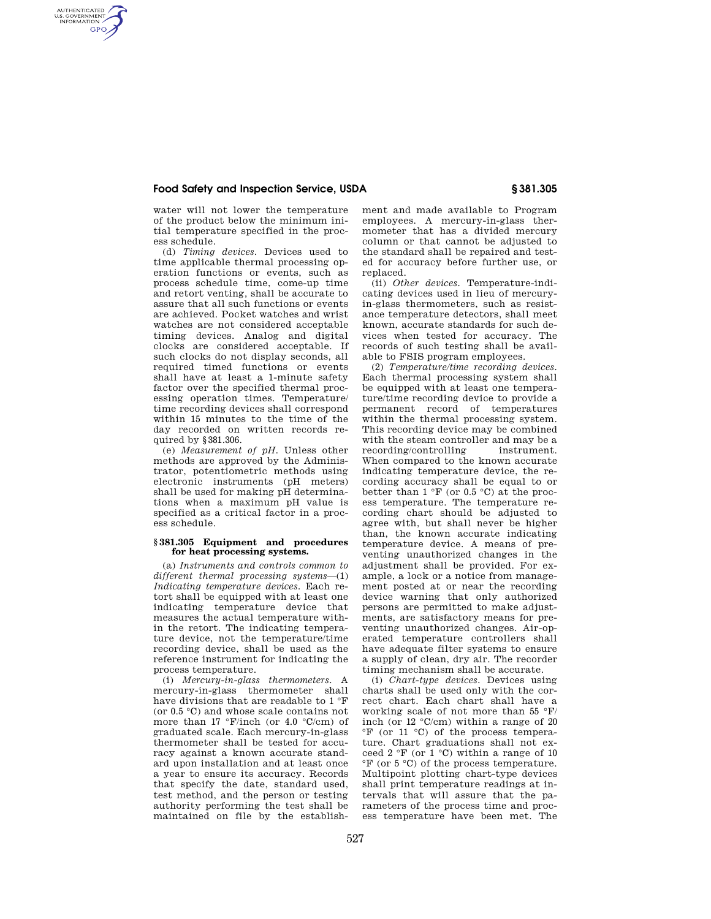water will not lower the temperature of the product below the minimum initial temperature specified in the process schedule.

(d) *Timing devices.* Devices used to time applicable thermal processing operation functions or events, such as process schedule time, come-up time and retort venting, shall be accurate to assure that all such functions or events are achieved. Pocket watches and wrist watches are not considered acceptable timing devices. Analog and digital clocks are considered acceptable. If such clocks do not display seconds, all required timed functions or events shall have at least a 1-minute safety factor over the specified thermal processing operation times. Temperature/time recording devices shall correspond within 15 minutes to the time of the day recorded on written records required by §381.306.

(e) *Measurement of pH.* Unless other methods are approved by the Administrator, potentiometric methods using electronic instruments (pH meters) shall be used for making pH determinations when a maximum pH value is specified as a critical factor in a process schedule.

### §381.305 Equipment and procedures for heat processing systems.

(a) *Instruments and controls common to different thermal processing systems*—(1) *Indicating temperature devices.* Each retort shall be equipped with at least one indicating temperature device that measures the actual temperature within the retort. The indicating temperature device, not the temperature/time recording device, shall be used as the reference instrument for indicating the process temperature.

(i) *Mercury-in-glass thermometers.* A mercury-in-glass thermometer shall have divisions that are readable to 1 °F (or 0.5 °C) and whose scale contains not more than 17 °F/inch (or 4.0 °C/cm) of graduated scale. Each mercury-in-glass thermometer shall be tested for accuracy against a known accurate standard upon installation and at least once a year to ensure its accuracy. Records that specify the date, standard used, test method, and the person or testing authority performing the test shall be maintained on file by the establishment and made available to Program employees. A mercury-in-glass thermometer that has a divided mercury column or that cannot be adjusted to the standard shall be repaired and tested for accuracy before further use, or replaced.

(ii) *Other devices.* Temperature-indicating devices used in lieu of mercury-in-glass thermometers, such as resistance temperature detectors, shall meet known, accurate standards for such devices when tested for accuracy. The records of such testing shall be available to FSIS program employees.

(2) *Temperature/time recording devices.* Each thermal processing system shall be equipped with at least one temperature/time recording device to provide a permanent record of temperatures within the thermal processing system. This recording device may be combined with the steam controller and may be a recording/controlling instrument. When compared to the known accurate indicating temperature device, the recording accuracy shall be equal to or better than 1 °F (or 0.5 °C) at the process temperature. The temperature recording chart should be adjusted to agree with, but shall never be higher than, the known accurate indicating temperature device. A means of preventing unauthorized changes in the adjustment shall be provided. For example, a lock or a notice from management posted at or near the recording device warning that only authorized persons are permitted to make adjustments, are satisfactory means for preventing unauthorized changes. Air-operated temperature controllers shall have adequate filter systems to ensure a supply of clean, dry air. The recorder timing mechanism shall be accurate.

(i) *Chart-type devices.* Devices using charts shall be used only with the correct chart. Each chart shall have a working scale of not more than 55 °F/inch (or 12 °C/cm) within a range of 20 °F (or 11 °C) of the process temperature. Chart graduations shall not exceed 2 °F (or 1 °C) within a range of 10 °F (or 5 °C) of the process temperature. Multipoint plotting chart-type devices shall print temperature readings at intervals that will assure that the parameters of the process time and process temperature have been met. The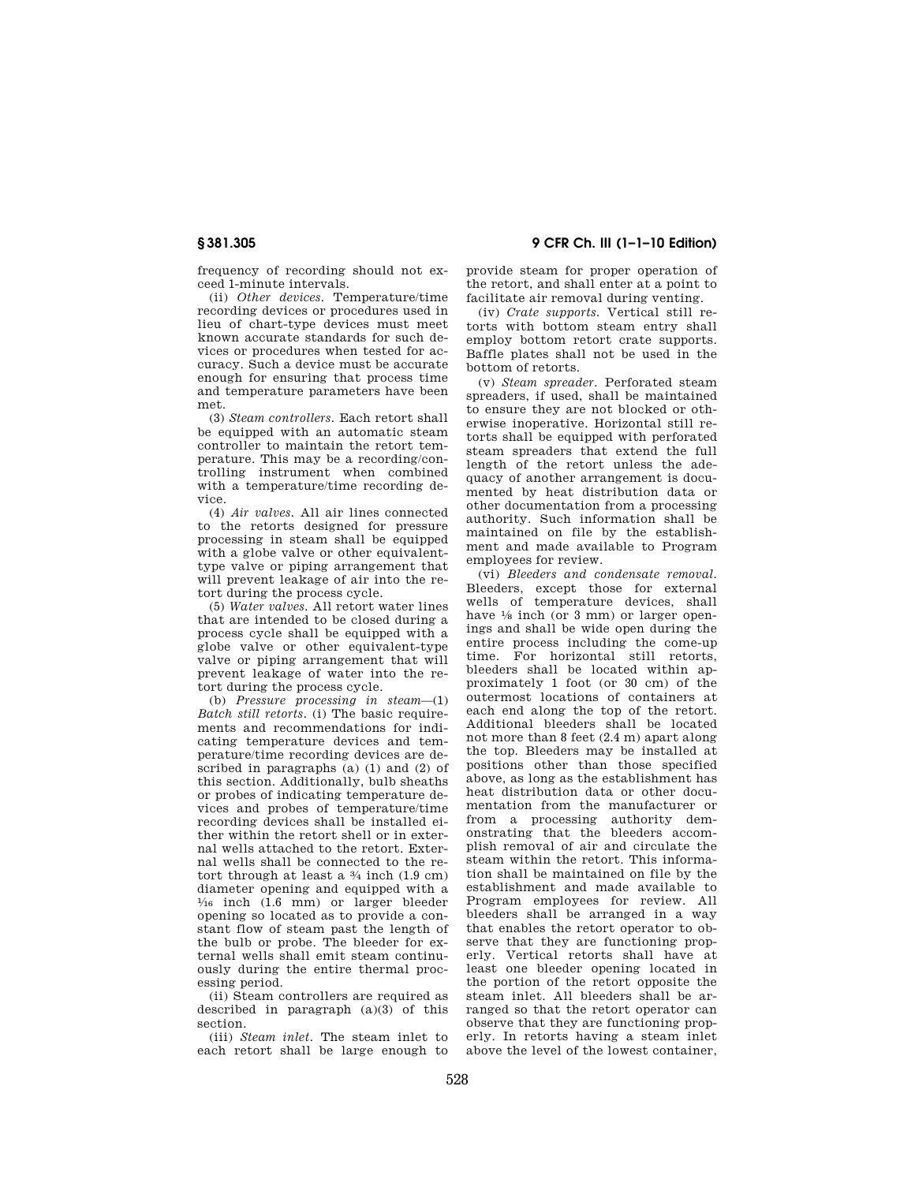frequency of recording should not exceed 1-minute intervals.

(ii) *Other devices.* Temperature/time recording devices or procedures used in lieu of chart-type devices must meet known accurate standards for such devices or procedures when tested for accuracy. Such a device must be accurate enough for ensuring that process time and temperature parameters have been met.

(3) *Steam controllers.* Each retort shall be equipped with an automatic steam controller to maintain the retort temperature. This may be a recording/controlling instrument when combined with a temperature/time recording device.

(4) *Air valves.* All air lines connected to the retorts designed for pressure processing in steam shall be equipped with a globe valve or other equivalent-type valve or piping arrangement that will prevent leakage of air into the retort during the process cycle.

(5) *Water valves.* All retort water lines that are intended to be closed during a process cycle shall be equipped with a globe valve or other equivalent-type valve or piping arrangement that will prevent leakage of water into the retort during the process cycle.

(b) *Pressure processing in steam*—(1) *Batch still retorts.* (i) The basic requirements and recommendations for indicating temperature devices and temperature/time recording devices are described in paragraphs (a) (1) and (2) of this section. Additionally, bulb sheaths or probes of indicating temperature devices and probes of temperature/time recording devices shall be installed either within the retort shell or in external wells attached to the retort. External wells shall be connected to the retort through at least a ¾ inch (1.9 cm) diameter opening and equipped with a 1⁄16 inch (1.6 mm) or larger bleeder opening so located as to provide a constant flow of steam past the length of the bulb or probe. The bleeder for external wells shall emit steam continuously during the entire thermal processing period.

(ii) Steam controllers are required as described in paragraph (a)(3) of this section.

(iii) *Steam inlet.* The steam inlet to each retort shall be large enough to provide steam for proper operation of the retort, and shall enter at a point to facilitate air removal during venting.

(iv) *Crate supports.* Vertical still retorts with bottom steam entry shall employ bottom retort crate supports. Baffle plates shall not be used in the bottom of retorts.

(v) *Steam spreader.* Perforated steam spreaders, if used, shall be maintained to ensure they are not blocked or otherwise inoperative. Horizontal still retorts shall be equipped with perforated steam spreaders that extend the full length of the retort unless the adequacy of another arrangement is documented by heat distribution data or other documentation from a processing authority. Such information shall be maintained on file by the establishment and made available to Program employees for review.

(vi) *Bleeders and condensate removal.* Bleeders, except those for external wells of temperature devices, shall have ⅛ inch (or 3 mm) or larger openings and shall be wide open during the entire process including the come-up time. For horizontal still retorts, bleeders shall be located within approximately 1 foot (or 30 cm) of the outermost locations of containers at each end along the top of the retort. Additional bleeders shall be located not more than 8 feet (2.4 m) apart along the top. Bleeders may be installed at positions other than those specified above, as long as the establishment has heat distribution data or other documentation from the manufacturer or from a processing authority demonstrating that the bleeders accomplish removal of air and circulate the steam within the retort. This information shall be maintained on file by the establishment and made available to Program employees for review. All bleeders shall be arranged in a way that enables the retort operator to observe that they are functioning properly. Vertical retorts shall have at least one bleeder opening located in the portion of the retort opposite the steam inlet. All bleeders shall be arranged so that the retort operator can observe that they are functioning properly. In retorts having a steam inlet above the level of the lowest container,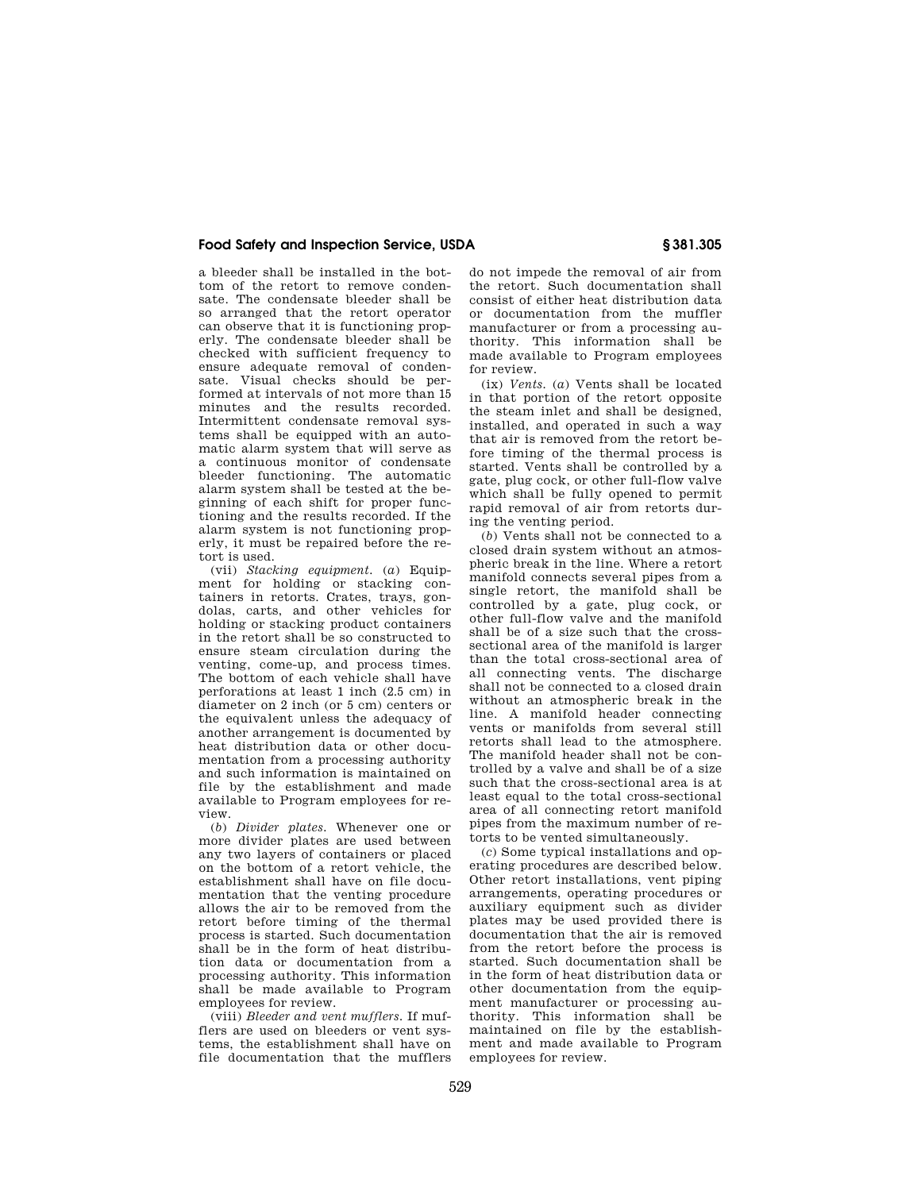a bleeder shall be installed in the bottom of the retort to remove condensate. The condensate bleeder shall be so arranged that the retort operator can observe that it is functioning properly. The condensate bleeder shall be checked with sufficient frequency to ensure adequate removal of condensate. Visual checks should be performed at intervals of not more than 15 minutes and the results recorded. Intermittent condensate removal systems shall be equipped with an automatic alarm system that will serve as a continuous monitor of condensate bleeder functioning. The automatic alarm system shall be tested at the beginning of each shift for proper functioning and the results recorded. If the alarm system is not functioning properly, it must be repaired before the retort is used.

(vii) *Stacking equipment.* (*a*) Equipment for holding or stacking containers in retorts. Crates, trays, gondolas, carts, and other vehicles for holding or stacking product containers in the retort shall be so constructed to ensure steam circulation during the venting, come-up, and process times. The bottom of each vehicle shall have perforations at least 1 inch (2.5 cm) in diameter on 2 inch (or 5 cm) centers or the equivalent unless the adequacy of another arrangement is documented by heat distribution data or other documentation from a processing authority and such information is maintained on file by the establishment and made available to Program employees for review.

(*b*) *Divider plates.* Whenever one or more divider plates are used between any two layers of containers or placed on the bottom of a retort vehicle, the establishment shall have on file documentation that the venting procedure allows the air to be removed from the retort before timing of the thermal process is started. Such documentation shall be in the form of heat distribution data or documentation from a processing authority. This information shall be made available to Program employees for review.

(viii) *Bleeder and vent mufflers.* If mufflers are used on bleeders or vent systems, the establishment shall have on file documentation that the mufflers do not impede the removal of air from the retort. Such documentation shall consist of either heat distribution data or documentation from the muffler manufacturer or from a processing authority. This information shall be made available to Program employees for review.

(ix) *Vents.* (*a*) Vents shall be located in that portion of the retort opposite the steam inlet and shall be designed, installed, and operated in such a way that air is removed from the retort before timing of the thermal process is started. Vents shall be controlled by a gate, plug cock, or other full-flow valve which shall be fully opened to permit rapid removal of air from retorts during the venting period.

(*b*) Vents shall not be connected to a closed drain system without an atmospheric break in the line. Where a retort manifold connects several pipes from a single retort, the manifold shall be controlled by a gate, plug cock, or other full-flow valve and the manifold shall be of a size such that the cross-sectional area of the manifold is larger than the total cross-sectional area of all connecting vents. The discharge shall not be connected to a closed drain without an atmospheric break in the line. A manifold header connecting vents or manifolds from several still retorts shall lead to the atmosphere. The manifold header shall not be controlled by a valve and shall be of a size such that the cross-sectional area is at least equal to the total cross-sectional area of all connecting retort manifold pipes from the maximum number of retorts to be vented simultaneously.

(*c*) Some typical installations and operating procedures are described below. Other retort installations, vent piping arrangements, operating procedures or auxiliary equipment such as divider plates may be used provided there is documentation that the air is removed from the retort before the process is started. Such documentation shall be in the form of heat distribution data or other documentation from the equipment manufacturer or processing authority. This information shall be maintained on file by the establishment and made available to Program employees for review.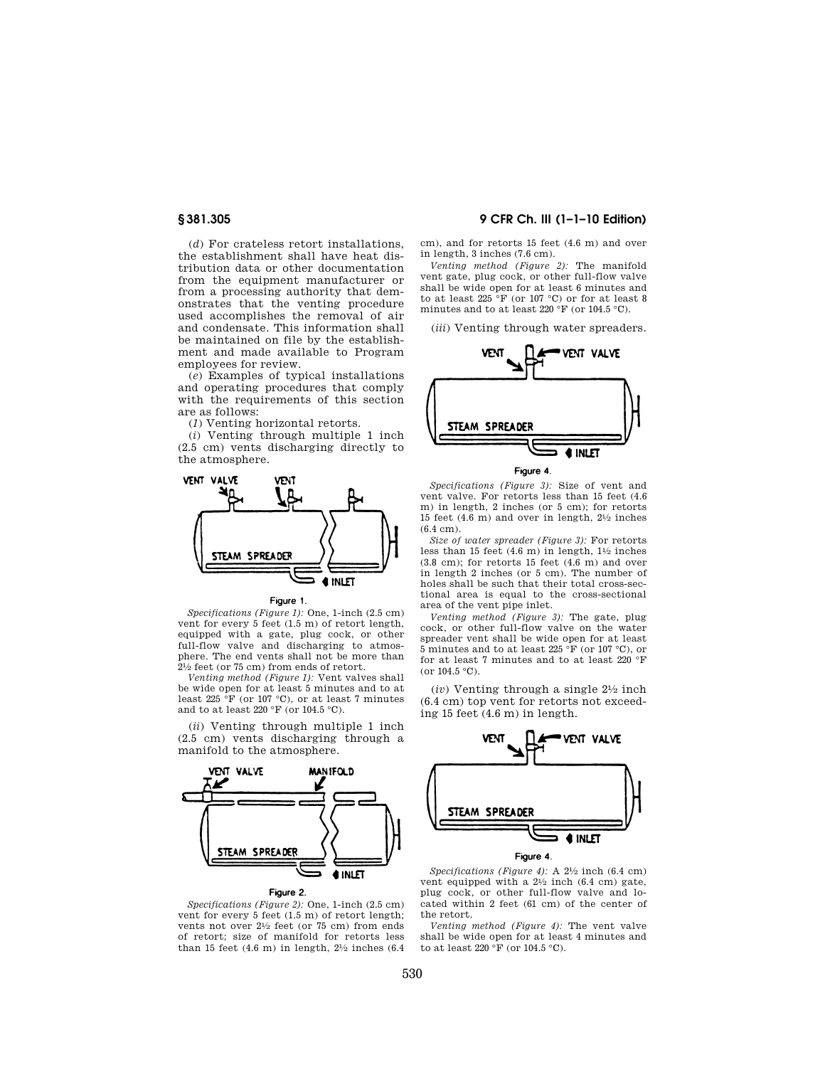(*d*) For crateless retort installations, the establishment shall have heat distribution data or other documentation from the equipment manufacturer or from a processing authority that demonstrates that the venting procedure used accomplishes the removal of air and condensate. This information shall be maintained on file by the establishment and made available to Program employees for review.

(*e*) Examples of typical installations and operating procedures that comply with the requirements of this section are as follows:

(*1*) Venting horizontal retorts.

(*i*) Venting through multiple 1 inch (2.5 cm) vents discharging directly to the atmosphere.

Figure 1.

*Specifications (Figure 1):* One, 1-inch (2.5 cm) vent for every 5 feet (1.5 m) of retort length, equipped with a gate, plug cock, or other full-flow valve and discharging to atmosphere. The end vents shall not be more than 2½ feet (or 75 cm) from ends of retort.

*Venting method (Figure 1):* Vent valves shall be wide open for at least 5 minutes and to at least 225 °F (or 107 °C), or at least 7 minutes and to at least 220 °F (or 104.5 °C).

(*ii*) Venting through multiple 1 inch (2.5 cm) vents discharging through a manifold to the atmosphere.

Figure 2.

*Specifications (Figure 2):* One, 1-inch (2.5 cm) vent for every 5 feet (1.5 m) of retort length; vents not over 2½ feet (or 75 cm) from ends of retort; size of manifold for retorts less than 15 feet (4.6 m) in length, 2½ inches (6.4 cm), and for retorts 15 feet (4.6 m) and over in length, 3 inches (7.6 cm).

*Venting method (Figure 2):* The manifold vent gate, plug cock, or other full-flow valve shall be wide open for at least 6 minutes and to at least 225 °F (or 107 °C) or for at least 8 minutes and to at least 220 °F (or 104.5 °C).

(*iii*) Venting through water spreaders.

Figure 4.

*Specifications (Figure 3):* Size of vent and vent valve. For retorts less than 15 feet (4.6 m) in length, 2 inches (or 5 cm); for retorts 15 feet (4.6 m) and over in length, 2½ inches (6.4 cm).

*Size of water spreader (Figure 3):* For retorts less than 15 feet (4.6 m) in length, 1½ inches (3.8 cm); for retorts 15 feet (4.6 m) and over in length 2 inches (or 5 cm). The number of holes shall be such that their total cross-sectional area is equal to the cross-sectional area of the vent pipe inlet.

*Venting method (Figure 3):* The gate, plug cock, or other full-flow valve on the water spreader vent shall be wide open for at least 5 minutes and to at least 225 °F (or 107 °C), or for at least 7 minutes and to at least 220 °F (or 104.5 °C).

(*iv*) Venting through a single 2½ inch (6.4 cm) top vent for retorts not exceeding 15 feet (4.6 m) in length.

Figure 4.

*Specifications (Figure 4):* A 2½ inch (6.4 cm) vent equipped with a 2½ inch (6.4 cm) gate, plug cock, or other full-flow valve and located within 2 feet (61 cm) of the center of the retort.

*Venting method (Figure 4):* The vent valve shall be wide open for at least 4 minutes and to at least 220 °F (or 104.5 °C).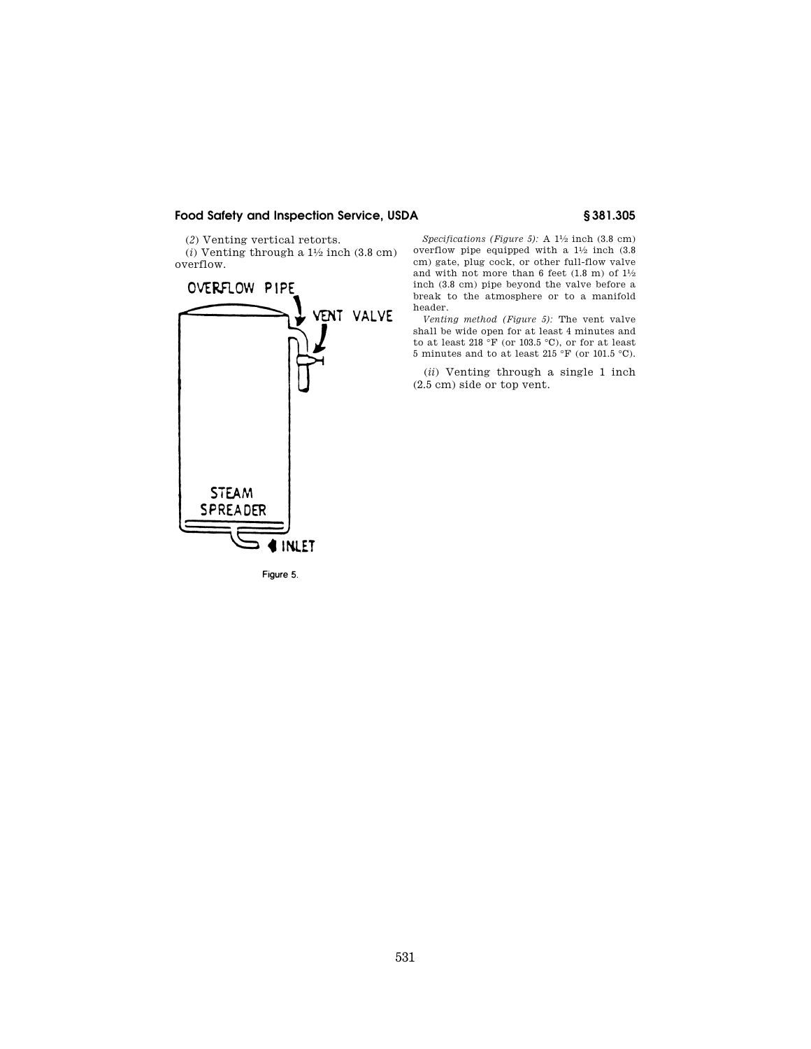(*2*) Venting vertical retorts.

(*i*) Venting through a 1½ inch (3.8 cm) overflow.

Figure 5.

*Specifications (Figure 5):* A 1½ inch (3.8 cm) overflow pipe equipped with a 1½ inch (3.8 cm) gate, plug cock, or other full-flow valve and with not more than 6 feet (1.8 m) of 1½ inch (3.8 cm) pipe beyond the valve before a break to the atmosphere or to a manifold header.

*Venting method (Figure 5):* The vent valve shall be wide open for at least 4 minutes and to at least 218 °F (or 103.5 °C), or for at least 5 minutes and to at least 215 °F (or 101.5 °C).

(*ii*) Venting through a single 1 inch (2.5 cm) side or top vent.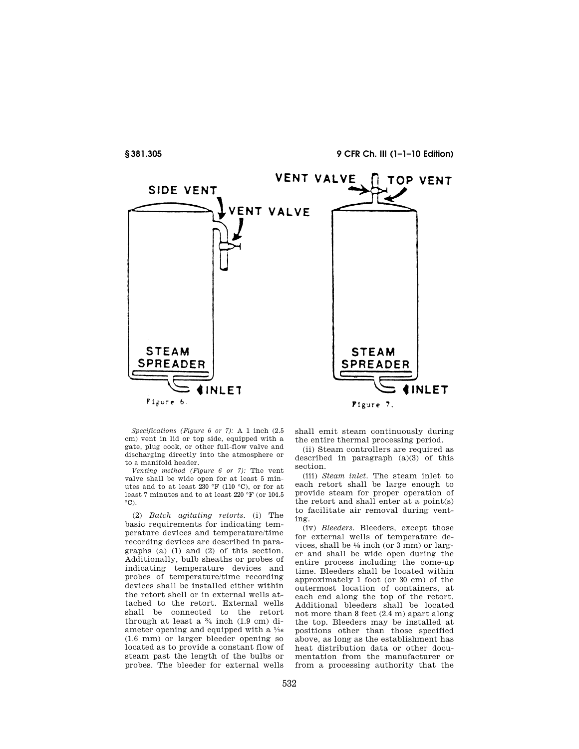Figure 6.

Figure 7.

*Specifications (Figure 6 or 7):* A 1 inch (2.5 cm) vent in lid or top side, equipped with a gate, plug cock, or other full-flow valve and discharging directly into the atmosphere or to a manifold header.

*Venting method (Figure 6 or 7):* The vent valve shall be wide open for at least 5 minutes and to at least 230 °F (110 °C), or for at least 7 minutes and to at least 220 °F (or 104.5 °C).

(2) *Batch agitating retorts.* (i) The basic requirements for indicating temperature devices and temperature/time recording devices are described in paragraphs (a) (1) and (2) of this section. Additionally, bulb sheaths or probes of indicating temperature devices and probes of temperature/time recording devices shall be installed either within the retort shell or in external wells attached to the retort. External wells shall be connected to the retort through at least a ¾ inch (1.9 cm) diameter opening and equipped with a $1/16$ (1.6 mm) or larger bleeder opening so located as to provide a constant flow of steam past the length of the bulbs or probes. The bleeder for external wells shall emit steam continuously during the entire thermal processing period.

(ii) Steam controllers are required as described in paragraph (a)(3) of this section.

(iii) *Steam inlet.* The steam inlet to each retort shall be large enough to provide steam for proper operation of the retort and shall enter at a point(s) to facilitate air removal during venting.

(iv) *Bleeders.* Bleeders, except those for external wells of temperature devices, shall be ⅛ inch (or 3 mm) or larger and shall be wide open during the entire process including the come-up time. Bleeders shall be located within approximately 1 foot (or 30 cm) of the outermost location of containers, at each end along the top of the retort. Additional bleeders shall be located not more than 8 feet (2.4 m) apart along the top. Bleeders may be installed at positions other than those specified above, as long as the establishment has heat distribution data or other documentation from the manufacturer or from a processing authority that the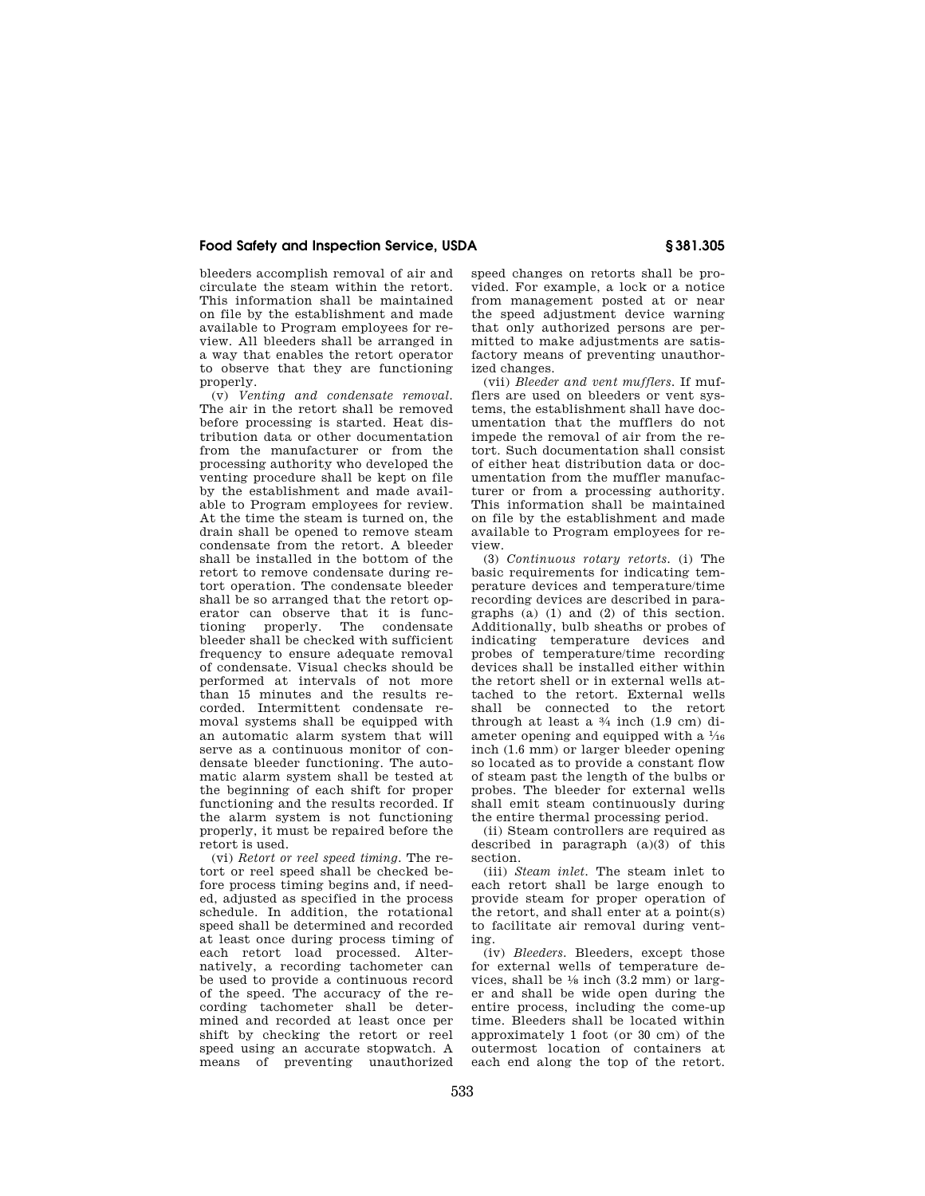bleeders accomplish removal of air and circulate the steam within the retort. This information shall be maintained on file by the establishment and made available to Program employees for review. All bleeders shall be arranged in a way that enables the retort operator to observe that they are functioning properly.

(v) *Venting and condensate removal.* The air in the retort shall be removed before processing is started. Heat distribution data or other documentation from the manufacturer or from the processing authority who developed the venting procedure shall be kept on file by the establishment and made available to Program employees for review. At the time the steam is turned on, the drain shall be opened to remove steam condensate from the retort. A bleeder shall be installed in the bottom of the retort to remove condensate during retort operation. The condensate bleeder shall be so arranged that the retort operator can observe that it is functioning properly. The condensate bleeder shall be checked with sufficient frequency to ensure adequate removal of condensate. Visual checks should be performed at intervals of not more than 15 minutes and the results recorded. Intermittent condensate removal systems shall be equipped with an automatic alarm system that will serve as a continuous monitor of condensate bleeder functioning. The automatic alarm system shall be tested at the beginning of each shift for proper functioning and the results recorded. If the alarm system is not functioning properly, it must be repaired before the retort is used.

(vi) *Retort or reel speed timing.* The retort or reel speed shall be checked before process timing begins and, if needed, adjusted as specified in the process schedule. In addition, the rotational speed shall be determined and recorded at least once during process timing of each retort load processed. Alternatively, a recording tachometer can be used to provide a continuous record of the speed. The accuracy of the recording tachometer shall be determined and recorded at least once per shift by checking the retort or reel speed using an accurate stopwatch. A means of preventing unauthorized speed changes on retorts shall be provided. For example, a lock or a notice from management posted at or near the speed adjustment device warning that only authorized persons are permitted to make adjustments are satisfactory means of preventing unauthorized changes.

(vii) *Bleeder and vent mufflers.* If mufflers are used on bleeders or vent systems, the establishment shall have documentation that the mufflers do not impede the removal of air from the retort. Such documentation shall consist of either heat distribution data or documentation from the muffler manufacturer or from a processing authority. This information shall be maintained on file by the establishment and made available to Program employees for review.

(3) *Continuous rotary retorts.* (i) The basic requirements for indicating temperature devices and temperature/time recording devices are described in paragraphs (a) (1) and (2) of this section. Additionally, bulb sheaths or probes of indicating temperature devices and probes of temperature/time recording devices shall be installed either within the retort shell or in external wells attached to the retort. External wells shall be connected to the retort through at least a ¾ inch (1.9 cm) diameter opening and equipped with a $\frac{1}{16}$ inch (1.6 mm) or larger bleeder opening so located as to provide a constant flow of steam past the length of the bulbs or probes. The bleeder for external wells shall emit steam continuously during the entire thermal processing period.

(ii) Steam controllers are required as described in paragraph (a)(3) of this section.

(iii) *Steam inlet.* The steam inlet to each retort shall be large enough to provide steam for proper operation of the retort, and shall enter at a point(s) to facilitate air removal during venting.

(iv) *Bleeders.* Bleeders, except those for external wells of temperature devices, shall be ⅛ inch (3.2 mm) or larger and shall be wide open during the entire process, including the come-up time. Bleeders shall be located within approximately 1 foot (or 30 cm) of the outermost location of containers at each end along the top of the retort.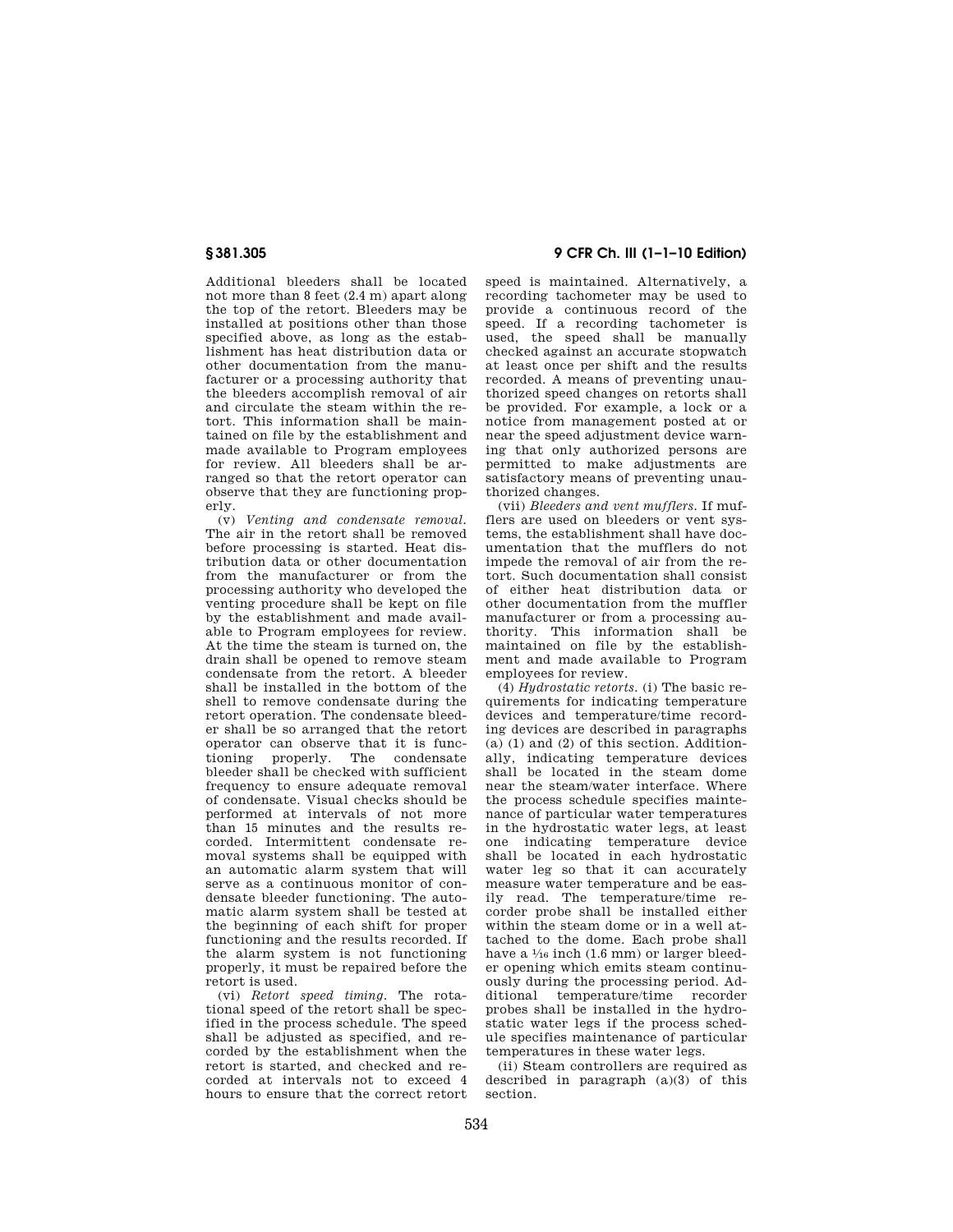Additional bleeders shall be located not more than 8 feet (2.4 m) apart along the top of the retort. Bleeders may be installed at positions other than those specified above, as long as the establishment has heat distribution data or other documentation from the manufacturer or a processing authority that the bleeders accomplish removal of air and circulate the steam within the retort. This information shall be maintained on file by the establishment and made available to Program employees for review. All bleeders shall be arranged so that the retort operator can observe that they are functioning properly.

(v) *Venting and condensate removal.* The air in the retort shall be removed before processing is started. Heat distribution data or other documentation from the manufacturer or from the processing authority who developed the venting procedure shall be kept on file by the establishment and made available to Program employees for review. At the time the steam is turned on, the drain shall be opened to remove steam condensate from the retort. A bleeder shall be installed in the bottom of the shell to remove condensate during the retort operation. The condensate bleeder shall be so arranged that the retort operator can observe that it is functioning properly. The condensate bleeder shall be checked with sufficient frequency to ensure adequate removal of condensate. Visual checks should be performed at intervals of not more than 15 minutes and the results recorded. Intermittent condensate removal systems shall be equipped with an automatic alarm system that will serve as a continuous monitor of condensate bleeder functioning. The automatic alarm system shall be tested at the beginning of each shift for proper functioning and the results recorded. If the alarm system is not functioning properly, it must be repaired before the retort is used.

(vi) *Retort speed timing.* The rotational speed of the retort shall be specified in the process schedule. The speed shall be adjusted as specified, and recorded by the establishment when the retort is started, and checked and recorded at intervals not to exceed 4 hours to ensure that the correct retort speed is maintained. Alternatively, a recording tachometer may be used to provide a continuous record of the speed. If a recording tachometer is used, the speed shall be manually checked against an accurate stopwatch at least once per shift and the results recorded. A means of preventing unauthorized speed changes on retorts shall be provided. For example, a lock or a notice from management posted at or near the speed adjustment device warning that only authorized persons are permitted to make adjustments are satisfactory means of preventing unauthorized changes.

(vii) *Bleeders and vent mufflers.* If mufflers are used on bleeders or vent systems, the establishment shall have documentation that the mufflers do not impede the removal of air from the retort. Such documentation shall consist of either heat distribution data or other documentation from the muffler manufacturer or from a processing authority. This information shall be maintained on file by the establishment and made available to Program employees for review.

(4) *Hydrostatic retorts.* (i) The basic requirements for indicating temperature devices and temperature/time recording devices are described in paragraphs (a) (1) and (2) of this section. Additionally, indicating temperature devices shall be located in the steam dome near the steam/water interface. Where the process schedule specifies maintenance of particular water temperatures in the hydrostatic water legs, at least one indicating temperature device shall be located in each hydrostatic water leg so that it can accurately measure water temperature and be easily read. The temperature/time recorder probe shall be installed either within the steam dome or in a well attached to the dome. Each probe shall have a 1/16 inch (1.6 mm) or larger bleeder opening which emits steam continuously during the processing period. Additional temperature/time recorder probes shall be installed in the hydrostatic water legs if the process schedule specifies maintenance of particular temperatures in these water legs.

(ii) Steam controllers are required as described in paragraph (a)(3) of this section.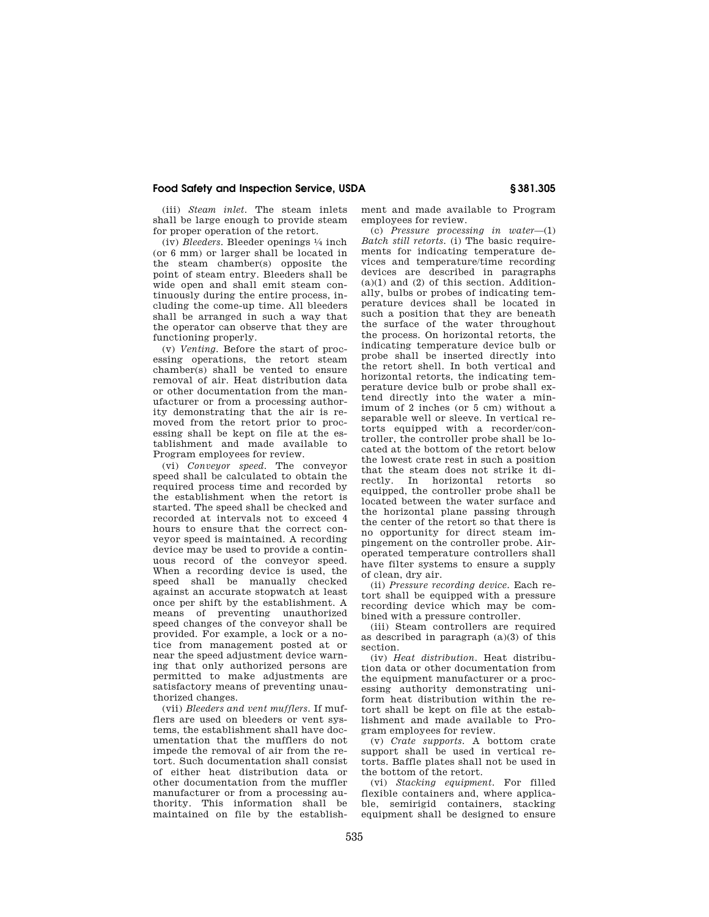(iii) *Steam inlet.* The steam inlets shall be large enough to provide steam for proper operation of the retort.

(iv) *Bleeders.* Bleeder openings ¼ inch (or 6 mm) or larger shall be located in the steam chamber(s) opposite the point of steam entry. Bleeders shall be wide open and shall emit steam continuously during the entire process, including the come-up time. All bleeders shall be arranged in such a way that the operator can observe that they are functioning properly.

(v) *Venting.* Before the start of processing operations, the retort steam chamber(s) shall be vented to ensure removal of air. Heat distribution data or other documentation from the manufacturer or from a processing authority demonstrating that the air is removed from the retort prior to processing shall be kept on file at the establishment and made available to Program employees for review.

(vi) *Conveyor speed.* The conveyor speed shall be calculated to obtain the required process time and recorded by the establishment when the retort is started. The speed shall be checked and recorded at intervals not to exceed 4 hours to ensure that the correct conveyor speed is maintained. A recording device may be used to provide a continuous record of the conveyor speed. When a recording device is used, the speed shall be manually checked against an accurate stopwatch at least once per shift by the establishment. A means of preventing unauthorized speed changes of the conveyor shall be provided. For example, a lock or a notice from management posted at or near the speed adjustment device warning that only authorized persons are permitted to make adjustments are satisfactory means of preventing unauthorized changes.

(vii) *Bleeders and vent mufflers.* If mufflers are used on bleeders or vent systems, the establishment shall have documentation that the mufflers do not impede the removal of air from the retort. Such documentation shall consist of either heat distribution data or other documentation from the muffler manufacturer or from a processing authority. This information shall be maintained on file by the establishment and made available to Program employees for review.

(c) *Pressure processing in water*—(1) *Batch still retorts.* (i) The basic requirements for indicating temperature devices and temperature/time recording devices are described in paragraphs (a)(1) and (2) of this section. Additionally, bulbs or probes of indicating temperature devices shall be located in such a position that they are beneath the surface of the water throughout the process. On horizontal retorts, the indicating temperature device bulb or probe shall be inserted directly into the retort shell. In both vertical and horizontal retorts, the indicating temperature device bulb or probe shall extend directly into the water a minimum of 2 inches (or 5 cm) without a separable well or sleeve. In vertical retorts equipped with a recorder/controller, the controller probe shall be located at the bottom of the retort below the lowest crate rest in such a position that the steam does not strike it directly. In horizontal retorts so equipped, the controller probe shall be located between the water surface and the horizontal plane passing through the center of the retort so that there is no opportunity for direct steam impingement on the controller probe. Air-operated temperature controllers shall have filter systems to ensure a supply of clean, dry air.

(ii) *Pressure recording device.* Each retort shall be equipped with a pressure recording device which may be combined with a pressure controller.

(iii) Steam controllers are required as described in paragraph (a)(3) of this section.

(iv) *Heat distribution.* Heat distribution data or other documentation from the equipment manufacturer or a processing authority demonstrating uniform heat distribution within the retort shall be kept on file at the establishment and made available to Program employees for review.

(v) *Crate supports.* A bottom crate support shall be used in vertical retorts. Baffle plates shall not be used in the bottom of the retort.

(vi) *Stacking equipment.* For filled flexible containers and, where applicable, semirigid containers, stacking equipment shall be designed to ensure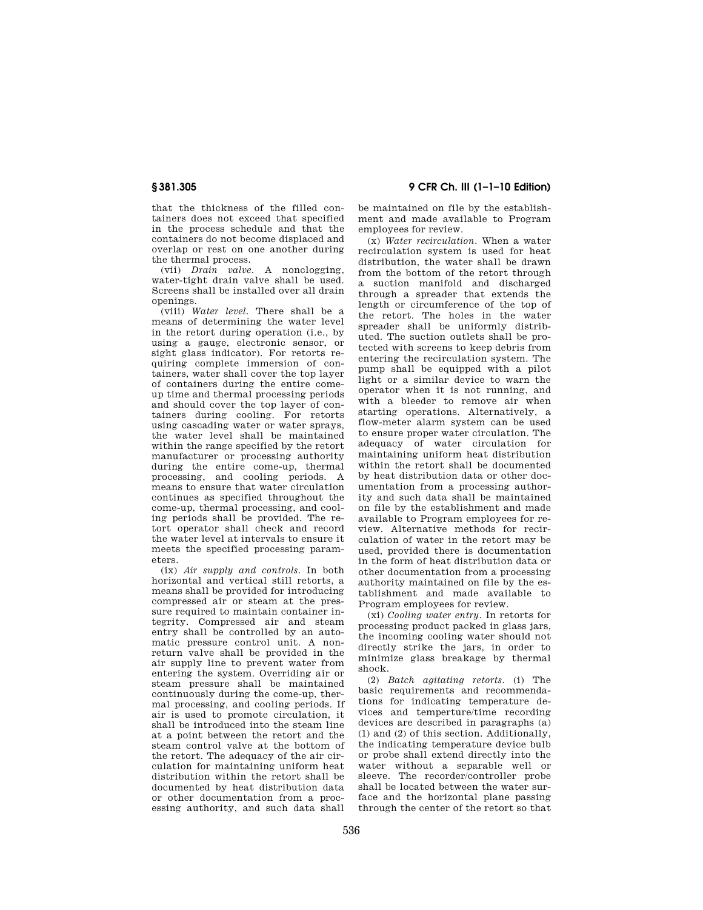that the thickness of the filled containers does not exceed that specified in the process schedule and that the containers do not become displaced and overlap or rest on one another during the thermal process.

(vii) *Drain valve.* A nonclogging, water-tight drain valve shall be used. Screens shall be installed over all drain openings.

(viii) *Water level.* There shall be a means of determining the water level in the retort during operation (i.e., by using a gauge, electronic sensor, or sight glass indicator). For retorts requiring complete immersion of containers, water shall cover the top layer of containers during the entire come-up time and thermal processing periods and should cover the top layer of containers during cooling. For retorts using cascading water or water sprays, the water level shall be maintained within the range specified by the retort manufacturer or processing authority during the entire come-up, thermal processing, and cooling periods. A means to ensure that water circulation continues as specified throughout the come-up, thermal processing, and cooling periods shall be provided. The retort operator shall check and record the water level at intervals to ensure it meets the specified processing parameters.

(ix) *Air supply and controls.* In both horizontal and vertical still retorts, a means shall be provided for introducing compressed air or steam at the pressure required to maintain container integrity. Compressed air and steam entry shall be controlled by an automatic pressure control unit. A nonreturn valve shall be provided in the air supply line to prevent water from entering the system. Overriding air or steam pressure shall be maintained continuously during the come-up, thermal processing, and cooling periods. If air is used to promote circulation, it shall be introduced into the steam line at a point between the retort and the steam control valve at the bottom of the retort. The adequacy of the air circulation for maintaining uniform heat distribution within the retort shall be documented by heat distribution data or other documentation from a processing authority, and such data shall be maintained on file by the establishment and made available to Program employees for review.

(x) *Water recirculation.* When a water recirculation system is used for heat distribution, the water shall be drawn from the bottom of the retort through a suction manifold and discharged through a spreader that extends the length or circumference of the top of the retort. The holes in the water spreader shall be uniformly distributed. The suction outlets shall be protected with screens to keep debris from entering the recirculation system. The pump shall be equipped with a pilot light or a similar device to warn the operator when it is not running, and with a bleeder to remove air when starting operations. Alternatively, a flow-meter alarm system can be used to ensure proper water circulation. The adequacy of water circulation for maintaining uniform heat distribution within the retort shall be documented by heat distribution data or other documentation from a processing authority and such data shall be maintained on file by the establishment and made available to Program employees for review. Alternative methods for recirculation of water in the retort may be used, provided there is documentation in the form of heat distribution data or other documentation from a processing authority maintained on file by the establishment and made available to Program employees for review.

(xi) *Cooling water entry.* In retorts for processing product packed in glass jars, the incoming cooling water should not directly strike the jars, in order to minimize glass breakage by thermal shock.

(2) *Batch agitating retorts.* (i) The basic requirements and recommendations for indicating temperature devices and temperture/time recording devices are described in paragraphs (a) (1) and (2) of this section. Additionally, the indicating temperature device bulb or probe shall extend directly into the water without a separable well or sleeve. The recorder/controller probe shall be located between the water surface and the horizontal plane passing through the center of the retort so that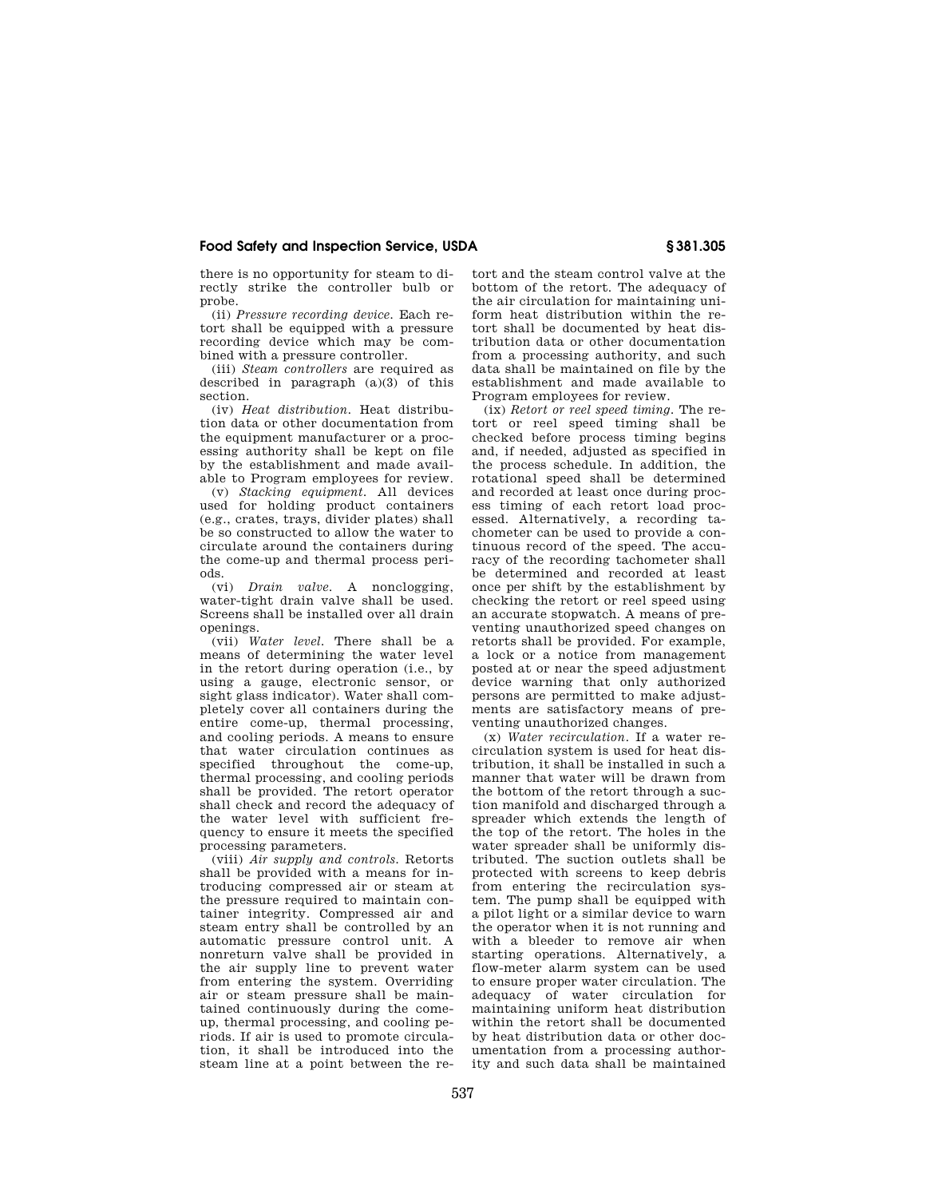there is no opportunity for steam to directly strike the controller bulb or probe.

(ii) *Pressure recording device.* Each retort shall be equipped with a pressure recording device which may be combined with a pressure controller.

(iii) *Steam controllers* are required as described in paragraph (a)(3) of this section.

(iv) *Heat distribution.* Heat distribution data or other documentation from the equipment manufacturer or a processing authority shall be kept on file by the establishment and made available to Program employees for review.

(v) *Stacking equipment.* All devices used for holding product containers (e.g., crates, trays, divider plates) shall be so constructed to allow the water to circulate around the containers during the come-up and thermal process periods.

(vi) *Drain valve.* A nonclogging, water-tight drain valve shall be used. Screens shall be installed over all drain openings.

(vii) *Water level.* There shall be a means of determining the water level in the retort during operation (i.e., by using a gauge, electronic sensor, or sight glass indicator). Water shall completely cover all containers during the entire come-up, thermal processing, and cooling periods. A means to ensure that water circulation continues as specified throughout the come-up, thermal processing, and cooling periods shall be provided. The retort operator shall check and record the adequacy of the water level with sufficient frequency to ensure it meets the specified processing parameters.

(viii) *Air supply and controls.* Retorts shall be provided with a means for introducing compressed air or steam at the pressure required to maintain container integrity. Compressed air and steam entry shall be controlled by an automatic pressure control unit. A nonreturn valve shall be provided in the air supply line to prevent water from entering the system. Overriding air or steam pressure shall be maintained continuously during the come-up, thermal processing, and cooling periods. If air is used to promote circulation, it shall be introduced into the steam line at a point between the retort and the steam control valve at the bottom of the retort. The adequacy of the air circulation for maintaining uniform heat distribution within the retort shall be documented by heat distribution data or other documentation from a processing authority, and such data shall be maintained on file by the establishment and made available to Program employees for review.

(ix) *Retort or reel speed timing.* The retort or reel speed timing shall be checked before process timing begins and, if needed, adjusted as specified in the process schedule. In addition, the rotational speed shall be determined and recorded at least once during process timing of each retort load processed. Alternatively, a recording tachometer can be used to provide a continuous record of the speed. The accuracy of the recording tachometer shall be determined and recorded at least once per shift by the establishment by checking the retort or reel speed using an accurate stopwatch. A means of preventing unauthorized speed changes on retorts shall be provided. For example, a lock or a notice from management posted at or near the speed adjustment device warning that only authorized persons are permitted to make adjustments are satisfactory means of preventing unauthorized changes.

(x) *Water recirculation.* If a water recirculation system is used for heat distribution, it shall be installed in such a manner that water will be drawn from the bottom of the retort through a suction manifold and discharged through a spreader which extends the length of the top of the retort. The holes in the water spreader shall be uniformly distributed. The suction outlets shall be protected with screens to keep debris from entering the recirculation system. The pump shall be equipped with a pilot light or a similar device to warn the operator when it is not running and with a bleeder to remove air when starting operations. Alternatively, a flow-meter alarm system can be used to ensure proper water circulation. The adequacy of water circulation for maintaining uniform heat distribution within the retort shall be documented by heat distribution data or other documentation from a processing authority and such data shall be maintained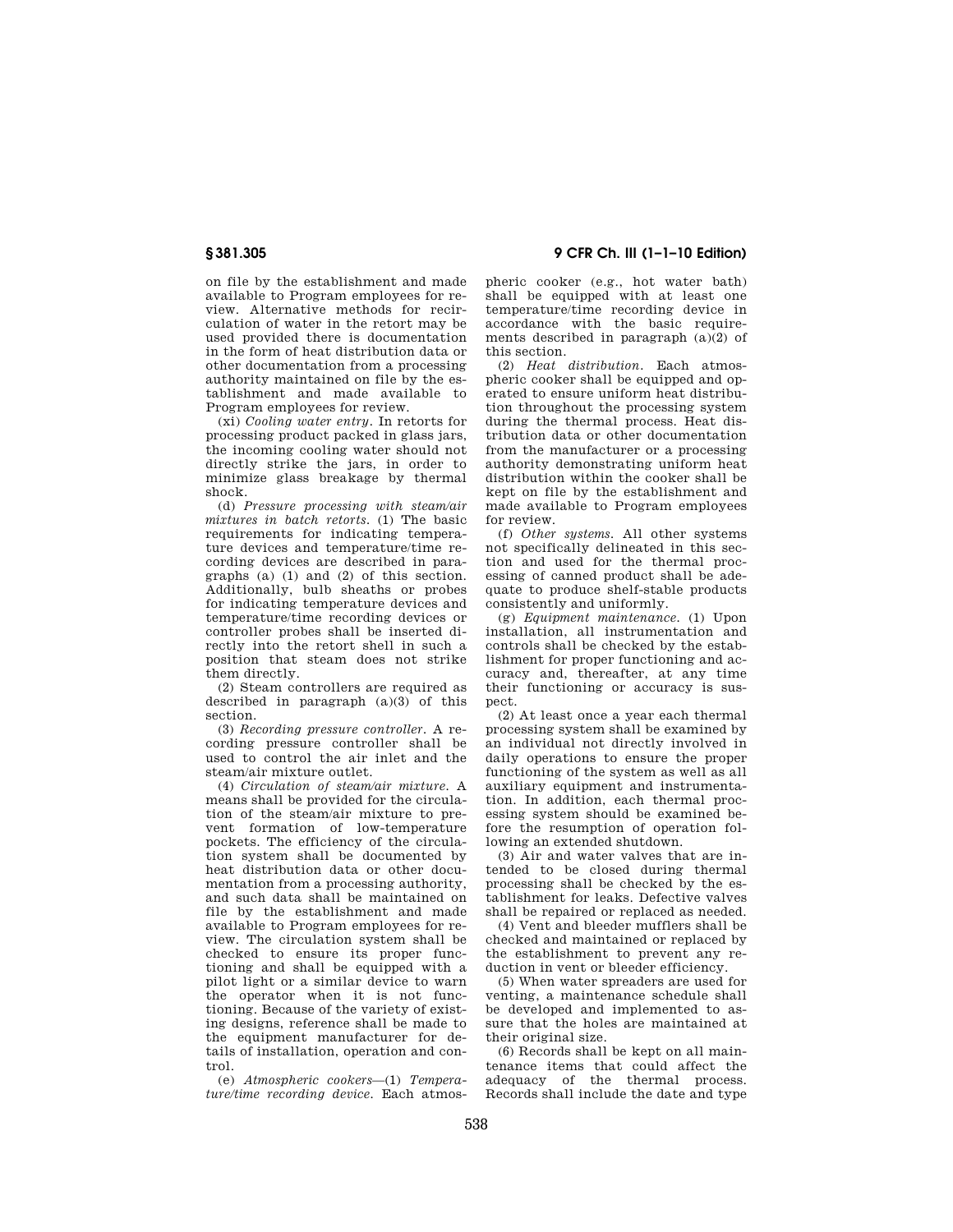on file by the establishment and made available to Program employees for review. Alternative methods for recirculation of water in the retort may be used provided there is documentation in the form of heat distribution data or other documentation from a processing authority maintained on file by the establishment and made available to Program employees for review.

(xi) *Cooling water entry.* In retorts for processing product packed in glass jars, the incoming cooling water should not directly strike the jars, in order to minimize glass breakage by thermal shock.

(d) *Pressure processing with steam/air mixtures in batch retorts.* (1) The basic requirements for indicating temperature devices and temperature/time recording devices are described in paragraphs (a) (1) and (2) of this section. Additionally, bulb sheaths or probes for indicating temperature devices and temperature/time recording devices or controller probes shall be inserted directly into the retort shell in such a position that steam does not strike them directly.

(2) Steam controllers are required as described in paragraph (a)(3) of this section.

(3) *Recording pressure controller.* A recording pressure controller shall be used to control the air inlet and the steam/air mixture outlet.

(4) *Circulation of steam/air mixture.* A means shall be provided for the circulation of the steam/air mixture to prevent formation of low-temperature pockets. The efficiency of the circulation system shall be documented by heat distribution data or other documentation from a processing authority, and such data shall be maintained on file by the establishment and made available to Program employees for review. The circulation system shall be checked to ensure its proper functioning and shall be equipped with a pilot light or a similar device to warn the operator when it is not functioning. Because of the variety of existing designs, reference shall be made to the equipment manufacturer for details of installation, operation and control.

(e) *Atmospheric cookers*—(1) *Temperature/time recording device.* Each atmospheric cooker (e.g., hot water bath) shall be equipped with at least one temperature/time recording device in accordance with the basic requirements described in paragraph (a)(2) of this section.

(2) *Heat distribution.* Each atmospheric cooker shall be equipped and operated to ensure uniform heat distribution throughout the processing system during the thermal process. Heat distribution data or other documentation from the manufacturer or a processing authority demonstrating uniform heat distribution within the cooker shall be kept on file by the establishment and made available to Program employees for review.

(f) *Other systems.* All other systems not specifically delineated in this section and used for the thermal processing of canned product shall be adequate to produce shelf-stable products consistently and uniformly.

(g) *Equipment maintenance.* (1) Upon installation, all instrumentation and controls shall be checked by the establishment for proper functioning and accuracy and, thereafter, at any time their functioning or accuracy is suspect.

(2) At least once a year each thermal processing system shall be examined by an individual not directly involved in daily operations to ensure the proper functioning of the system as well as all auxiliary equipment and instrumentation. In addition, each thermal processing system should be examined before the resumption of operation following an extended shutdown.

(3) Air and water valves that are intended to be closed during thermal processing shall be checked by the establishment for leaks. Defective valves shall be repaired or replaced as needed.

(4) Vent and bleeder mufflers shall be checked and maintained or replaced by the establishment to prevent any reduction in vent or bleeder efficiency.

(5) When water spreaders are used for venting, a maintenance schedule shall be developed and implemented to assure that the holes are maintained at their original size.

(6) Records shall be kept on all maintenance items that could affect the adequacy of the thermal process. Records shall include the date and type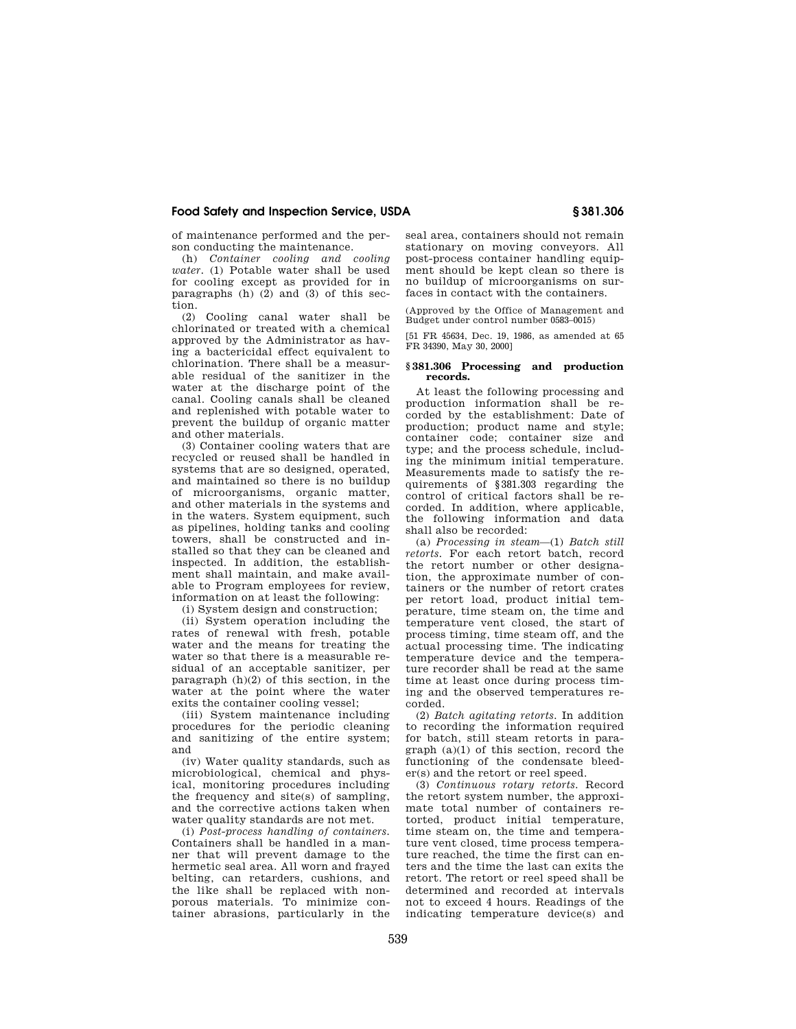of maintenance performed and the person conducting the maintenance.

(h) *Container cooling and cooling water.* (1) Potable water shall be used for cooling except as provided for in paragraphs (h) (2) and (3) of this section.

(2) Cooling canal water shall be chlorinated or treated with a chemical approved by the Administrator as having a bactericidal effect equivalent to chlorination. There shall be a measurable residual of the sanitizer in the water at the discharge point of the canal. Cooling canals shall be cleaned and replenished with potable water to prevent the buildup of organic matter and other materials.

(3) Container cooling waters that are recycled or reused shall be handled in systems that are so designed, operated, and maintained so there is no buildup of microorganisms, organic matter, and other materials in the systems and in the waters. System equipment, such as pipelines, holding tanks and cooling towers, shall be constructed and installed so that they can be cleaned and inspected. In addition, the establishment shall maintain, and make available to Program employees for review, information on at least the following:

(i) System design and construction;

(ii) System operation including the rates of renewal with fresh, potable water and the means for treating the water so that there is a measurable residual of an acceptable sanitizer, per paragraph (h)(2) of this section, in the water at the point where the water exits the container cooling vessel;

(iii) System maintenance including procedures for the periodic cleaning and sanitizing of the entire system; and

(iv) Water quality standards, such as microbiological, chemical and physical, monitoring procedures including the frequency and site(s) of sampling, and the corrective actions taken when water quality standards are not met.

(i) *Post-process handling of containers.* Containers shall be handled in a manner that will prevent damage to the hermetic seal area. All worn and frayed belting, can retarders, cushions, and the like shall be replaced with nonporous materials. To minimize container abrasions, particularly in the seal area, containers should not remain stationary on moving conveyors. All post-process container handling equipment should be kept clean so there is no buildup of microorganisms on surfaces in contact with the containers.

(Approved by the Office of Management and Budget under control number 0583–0015)

[51 FR 45634, Dec. 19, 1986, as amended at 65 FR 34390, May 30, 2000]

## § 381.306 Processing and production records.

At least the following processing and production information shall be recorded by the establishment: Date of production; product name and style; container code; container size and type; and the process schedule, including the minimum initial temperature. Measurements made to satisfy the requirements of § 381.303 regarding the control of critical factors shall be recorded. In addition, where applicable, the following information and data shall also be recorded:

(a) *Processing in steam*—(1) *Batch still retorts.* For each retort batch, record the retort number or other designation, the approximate number of containers or the number of retort crates per retort load, product initial temperature, time steam on, the time and temperature vent closed, the start of process timing, time steam off, and the actual processing time. The indicating temperature device and the temperature recorder shall be read at the same time at least once during process timing and the observed temperatures recorded.

(2) *Batch agitating retorts.* In addition to recording the information required for batch, still steam retorts in paragraph (a)(1) of this section, record the functioning of the condensate bleeder(s) and the retort or reel speed.

(3) *Continuous rotary retorts.* Record the retort system number, the approximate total number of containers retorted, product initial temperature, time steam on, the time and temperature vent closed, time process temperature reached, the time the first can enters and the time the last can exits the retort. The retort or reel speed shall be determined and recorded at intervals not to exceed 4 hours. Readings of the indicating temperature device(s) and